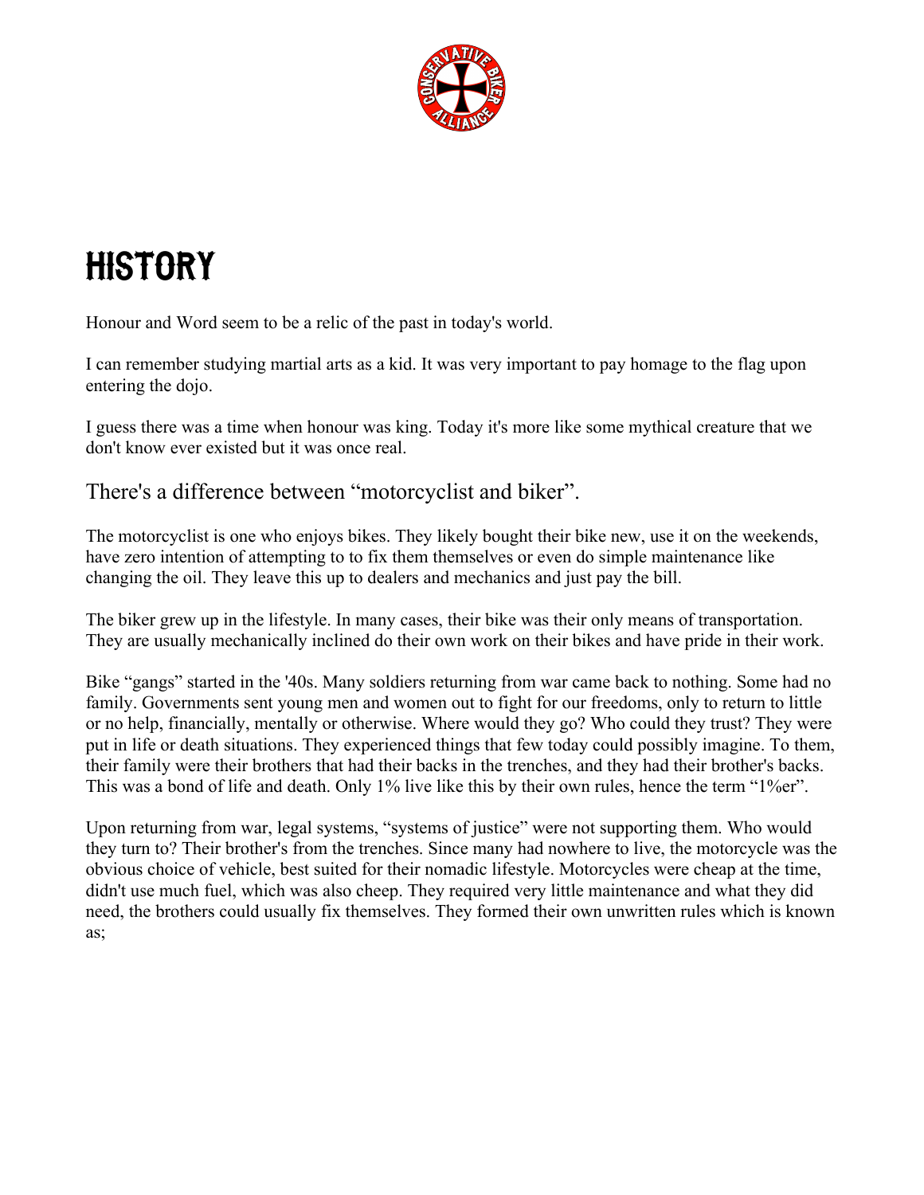# HISTORY

Honour and Word seem to be a relic of the past in today's world.

I can remember studying martial arts as a kid. It was very important to pay homage to the flag upon entering the dojo.

I guess there was a time when honour was king. Today it's more like some mythical creature that we don't know ever existed but it was once real.

## There's a difference between "motorcyclist and biker".

The motorcyclist is one who enjoys bikes. They likely bought their bike new, use it on the weekends, have zero intention of attempting to to fix them themselves or even do simple maintenance like changing the oil. They leave this up to dealers and mechanics and just pay the bill.

The biker grew up in the lifestyle. In many cases, their bike was their only means of transportation. They are usually mechanically inclined do their own work on their bikes and have pride in their work.

Bike "gangs" started in the '40s. Many soldiers returning from war came back to nothing. Some had no family. Governments sent young men and women out to fight for our freedoms, only to return to little or no help, financially, mentally or otherwise. Where would they go? Who could they trust? They were put in life or death situations. They experienced things that few today could possibly imagine. To them, their family were their brothers that had their backs in the trenches, and they had their brother's backs. This was a bond of life and death. Only 1% live like this by their own rules, hence the term "1%er".

Upon returning from war, legal systems, "systems of justice" were not supporting them. Who would they turn to? Their brother's from the trenches. Since many had nowhere to live, the motorcycle was the obvious choice of vehicle, best suited for their nomadic lifestyle. Motorcycles were cheap at the time, didn't use much fuel, which was also cheep. They required very little maintenance and what they did need, the brothers could usually fix themselves. They formed their own unwritten rules which is known as;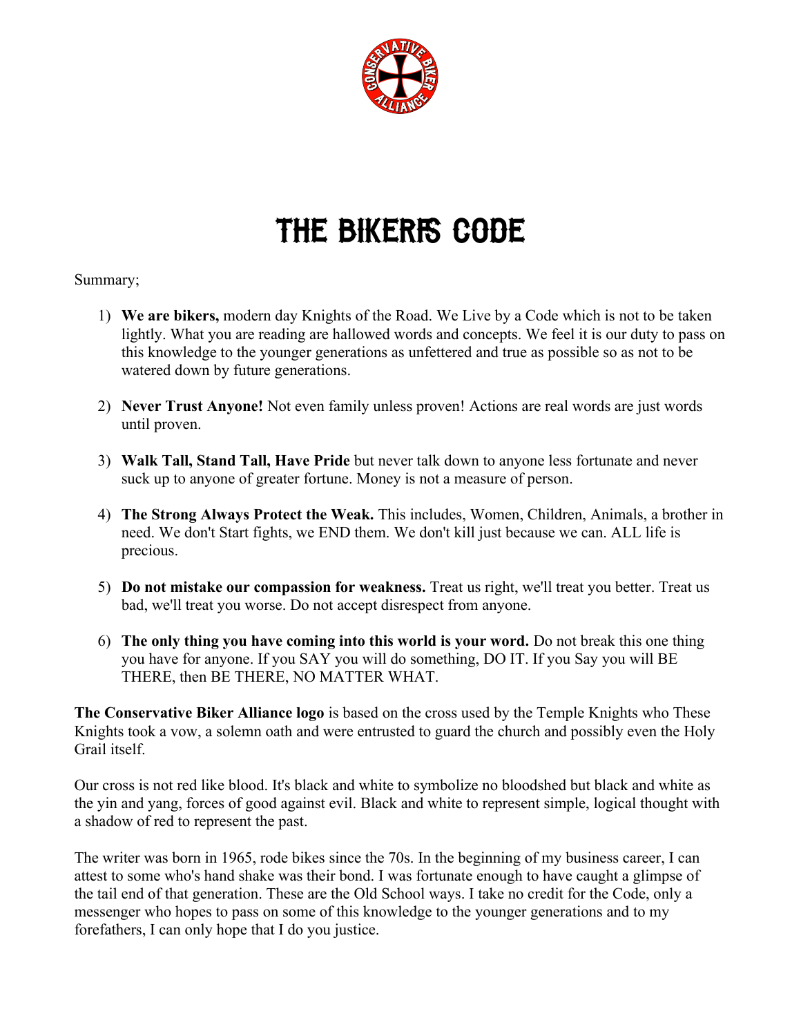# THE BIKERŔS CODE

Summary;

1) **We are bikers,** modern day Knights of the Road. We Live by a Code which is not to be taken lightly. What you are reading are hallowed words and concepts. We feel it is our duty to pass on this knowledge to the younger generations as unfettered and true as possible so as not to be watered down by future generations.

2) **Never Trust Anyone!** Not even family unless proven! Actions are real words are just words until proven.

3) **Walk Tall, Stand Tall, Have Pride** but never talk down to anyone less fortunate and never suck up to anyone of greater fortune. Money is not a measure of person.

4) **The Strong Always Protect the Weak.** This includes, Women, Children, Animals, a brother in need. We don't Start fights, we END them. We don't kill just because we can. ALL life is precious.

5) **Do not mistake our compassion for weakness.** Treat us right, we'll treat you better. Treat us bad, we'll treat you worse. Do not accept disrespect from anyone.

6) **The only thing you have coming into this world is your word.** Do not break this one thing you have for anyone. If you SAY you will do something, DO IT. If you Say you will BE THERE, then BE THERE, NO MATTER WHAT.

**The Conservative Biker Alliance logo** is based on the cross used by the Temple Knights who These Knights took a vow, a solemn oath and were entrusted to guard the church and possibly even the Holy Grail itself.

Our cross is not red like blood. It's black and white to symbolize no bloodshed but black and white as the yin and yang, forces of good against evil. Black and white to represent simple, logical thought with a shadow of red to represent the past.

The writer was born in 1965, rode bikes since the 70s. In the beginning of my business career, I can attest to some who's hand shake was their bond. I was fortunate enough to have caught a glimpse of the tail end of that generation. These are the Old School ways. I take no credit for the Code, only a messenger who hopes to pass on some of this knowledge to the younger generations and to my forefathers, I can only hope that I do you justice.